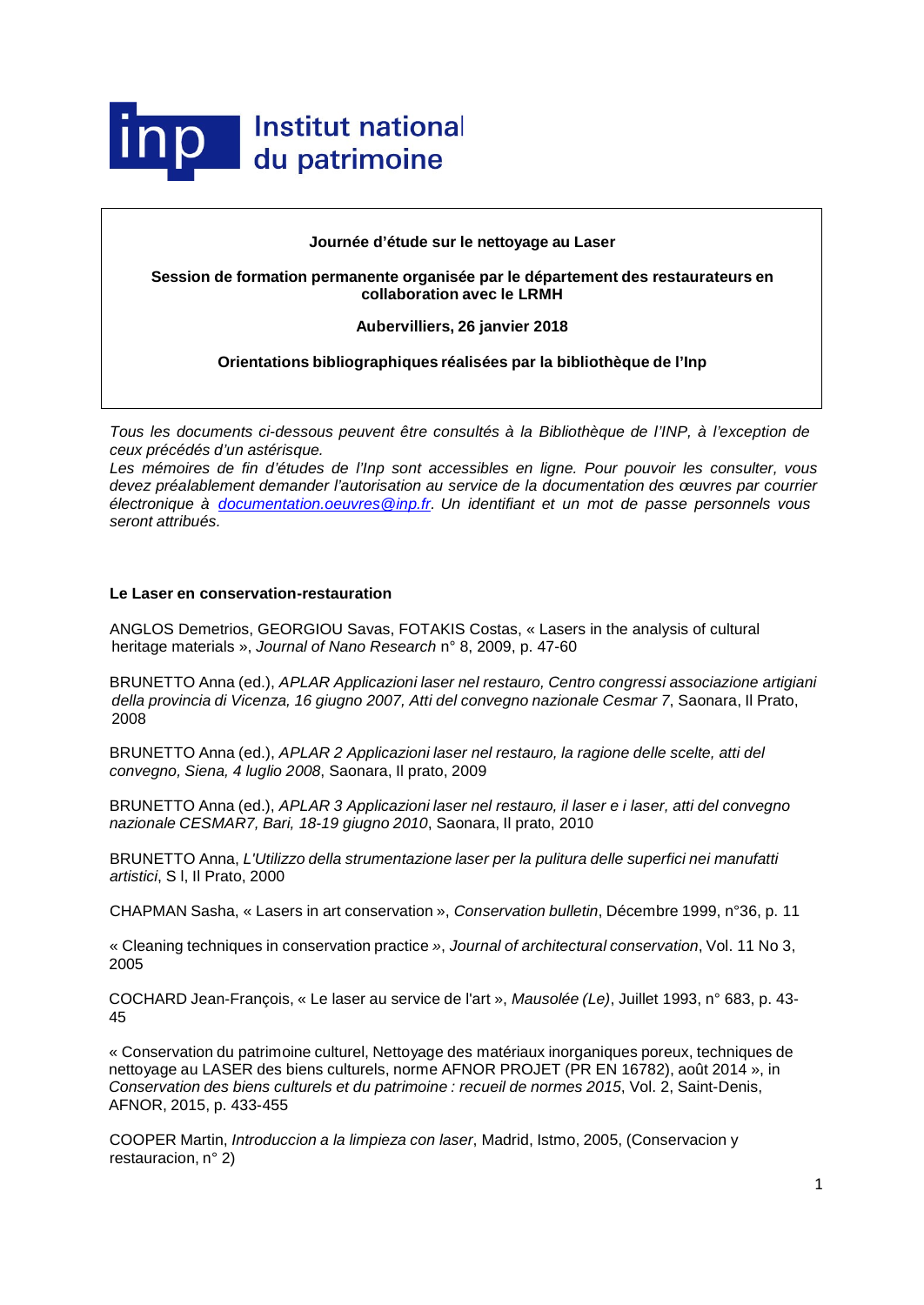Institut national du patrimoine

**Journée d'étude sur le nettoyage au Laser**

**Session de formation permanente organisée par le département des restaurateurs en collaboration avec le LRMH**

**Aubervilliers, 26 janvier 2018**

**Orientations bibliographiques réalisées par la bibliothèque de l'Inp**

*Tous les documents ci-dessous peuvent être consultés à la Bibliothèque de l'INP, à l'exception de ceux précédés d'un astérisque.*

*Les mémoires de fin d'études de l'Inp sont accessibles en ligne. Pour pouvoir les consulter, vous devez préalablement demander l'autorisation au service de la documentation des œuvres par courrier électronique à [documentation.oeuvres@inp.fr](mailto:documentation.oeuvres@inp.fr). Un identifiant et un mot de passe personnels vous seront attribués.*

### Le Laser en conservation-restauration

ANGLOS Demetrios, GEORGIOU Savas, FOTAKIS Costas, « Lasers in the analysis of cultural heritage materials », *Journal of Nano Research* n° 8, 2009, p. 47-60

BRUNETTO Anna (ed.), *APLAR Applicazioni laser nel restauro, Centro congressi associazione artigiani della provincia di Vicenza, 16 giugno 2007, Atti del convegno nazionale Cesmar 7*, Saonara, Il Prato, 2008

BRUNETTO Anna (ed.), *APLAR 2 Applicazioni laser nel restauro, la ragione delle scelte, atti del convegno, Siena, 4 luglio 2008*, Saonara, Il prato, 2009

BRUNETTO Anna (ed.), *APLAR 3 Applicazioni laser nel restauro, il laser e i laser, atti del convegno nazionale CESMAR7, Bari, 18-19 giugno 2010*, Saonara, Il prato, 2010

BRUNETTO Anna, *L'Utilizzo della strumentazione laser per la pulitura delle superfici nei manufatti artistici*, S l, Il Prato, 2000

CHAPMAN Sasha, « Lasers in art conservation », *Conservation bulletin*, Décembre 1999, n°36, p. 11

« Cleaning techniques in conservation practice », *Journal of architectural conservation*, Vol. 11 No 3, 2005

COCHARD Jean-François, « Le laser au service de l'art », *Mausolée (Le)*, Juillet 1993, n° 683, p. 43-45

« Conservation du patrimoine culturel, Nettoyage des matériaux inorganiques poreux, techniques de nettoyage au LASER des biens culturels, norme AFNOR PROJET (PR EN 16782), août 2014 », in *Conservation des biens culturels et du patrimoine : recueil de normes 2015*, Vol. 2, Saint-Denis, AFNOR, 2015, p. 433-455

COOPER Martin, *Introduccion a la limpieza con laser*, Madrid, Istmo, 2005, (Conservacion y restauracion, n° 2)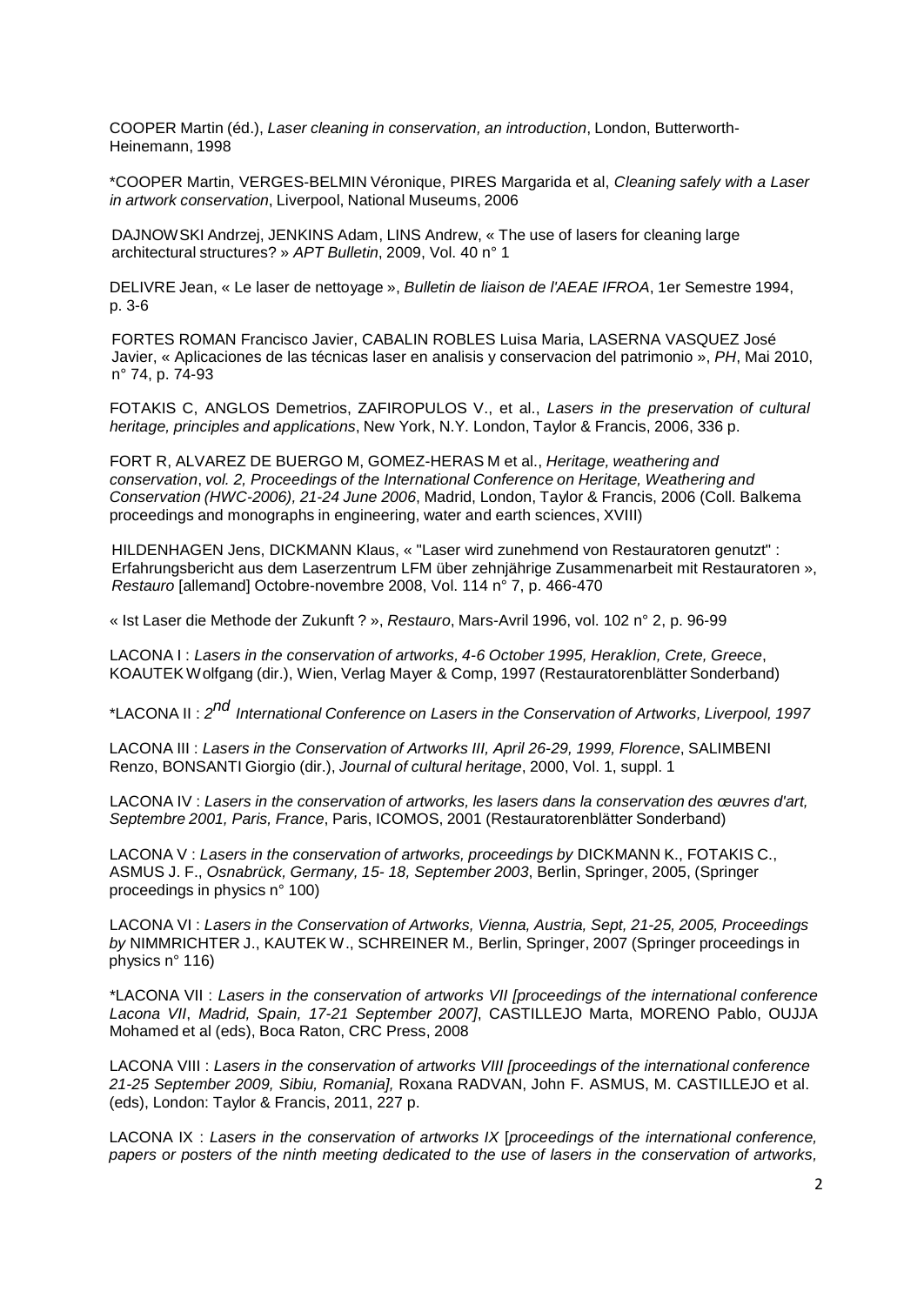COOPER Martin (éd.), *Laser cleaning in conservation, an introduction*, London, Butterworth-Heinemann, 1998

*COOPER Martin, VERGES-BELMIN Véronique, PIRES Margarida et al, *Cleaning safely with a Laser in artwork conservation*, Liverpool, National Museums, 2006

DAJNOWSKI Andrzej, JENKINS Adam, LINS Andrew, « The use of lasers for cleaning large architectural structures? » *APT Bulletin*, 2009, Vol. 40 n° 1

DELIVRE Jean, « Le laser de nettoyage », *Bulletin de liaison de l'AEAE IFROA*, 1er Semestre 1994, p. 3-6

FORTES ROMAN Francisco Javier, CABALIN ROBLES Luisa Maria, LASERNA VASQUEZ José Javier, « Aplicaciones de las técnicas laser en analisis y conservacion del patrimonio », *PH*, Mai 2010, n° 74, p. 74-93

FOTAKIS C, ANGLOS Demetrios, ZAFIROPULOS V., et al., *Lasers in the preservation of cultural heritage, principles and applications*, New York, N.Y. London, Taylor & Francis, 2006, 336 p.

FORT R, ALVAREZ DE BUERGO M, GOMEZ-HERAS M et al., *Heritage, weathering and conservation*, *vol. 2, Proceedings of the International Conference on Heritage, Weathering and Conservation (HWC-2006), 21-24 June 2006*, Madrid, London, Taylor & Francis, 2006 (Coll. Balkema proceedings and monographs in engineering, water and earth sciences, XVIII)

HILDENHAGEN Jens, DICKMANN Klaus, « "Laser wird zunehmend von Restauratoren genutzt" : Erfahrungsbericht aus dem Laserzentrum LFM über zehnjährige Zusammenarbeit mit Restauratoren », *Restauro* [allemand] Octobre-novembre 2008, Vol. 114 n° 7, p. 466-470

« Ist Laser die Methode der Zukunft ? », *Restauro*, Mars-Avril 1996, vol. 102 n° 2, p. 96-99

LACONA I : *Lasers in the conservation of artworks, 4-6 October 1995, Heraklion, Crete, Greece*, KOAUTEK Wolfgang (dir.), Wien, Verlag Mayer & Comp, 1997 (Restauratorenblätter Sonderband)

*LACONA II : *2nd International Conference on Lasers in the Conservation of Artworks, Liverpool, 1997*

LACONA III : *Lasers in the Conservation of Artworks III, April 26-29, 1999, Florence*, SALIMBENI Renzo, BONSANTI Giorgio (dir.), *Journal of cultural heritage*, 2000, Vol. 1, suppl. 1

LACONA IV : *Lasers in the conservation of artworks, les lasers dans la conservation des œuvres d'art, Septembre 2001, Paris, France*, Paris, ICOMOS, 2001 (Restauratorenblätter Sonderband)

LACONA V : *Lasers in the conservation of artworks, proceedings by* DICKMANN K., FOTAKIS C., ASMUS J. F., *Osnabrück, Germany, 15- 18, September 2003*, Berlin, Springer, 2005, (Springer proceedings in physics n° 100)

LACONA VI : *Lasers in the Conservation of Artworks, Vienna, Austria, Sept, 21-25, 2005, Proceedings by* NIMMRICHTER J., KAUTEK W., SCHREINER M.*,* Berlin, Springer, 2007 (Springer proceedings in physics n° 116)

*LACONA VII : *Lasers in the conservation of artworks VII [proceedings of the international conference Lacona VII*, *Madrid, Spain, 17-21 September 2007]*, CASTILLEJO Marta, MORENO Pablo, OUJJA Mohamed et al (eds), Boca Raton, CRC Press, 2008

LACONA VIII : *Lasers in the conservation of artworks VIII [proceedings of the international conference 21-25 September 2009, Sibiu, Romania],* Roxana RADVAN, John F. ASMUS, M. CASTILLEJO et al. (eds), London: Taylor & Francis, 2011, 227 p.

LACONA IX : *Lasers in the conservation of artworks IX* [*proceedings of the international conference, papers or posters of the ninth meeting dedicated to the use of lasers in the conservation of artworks,*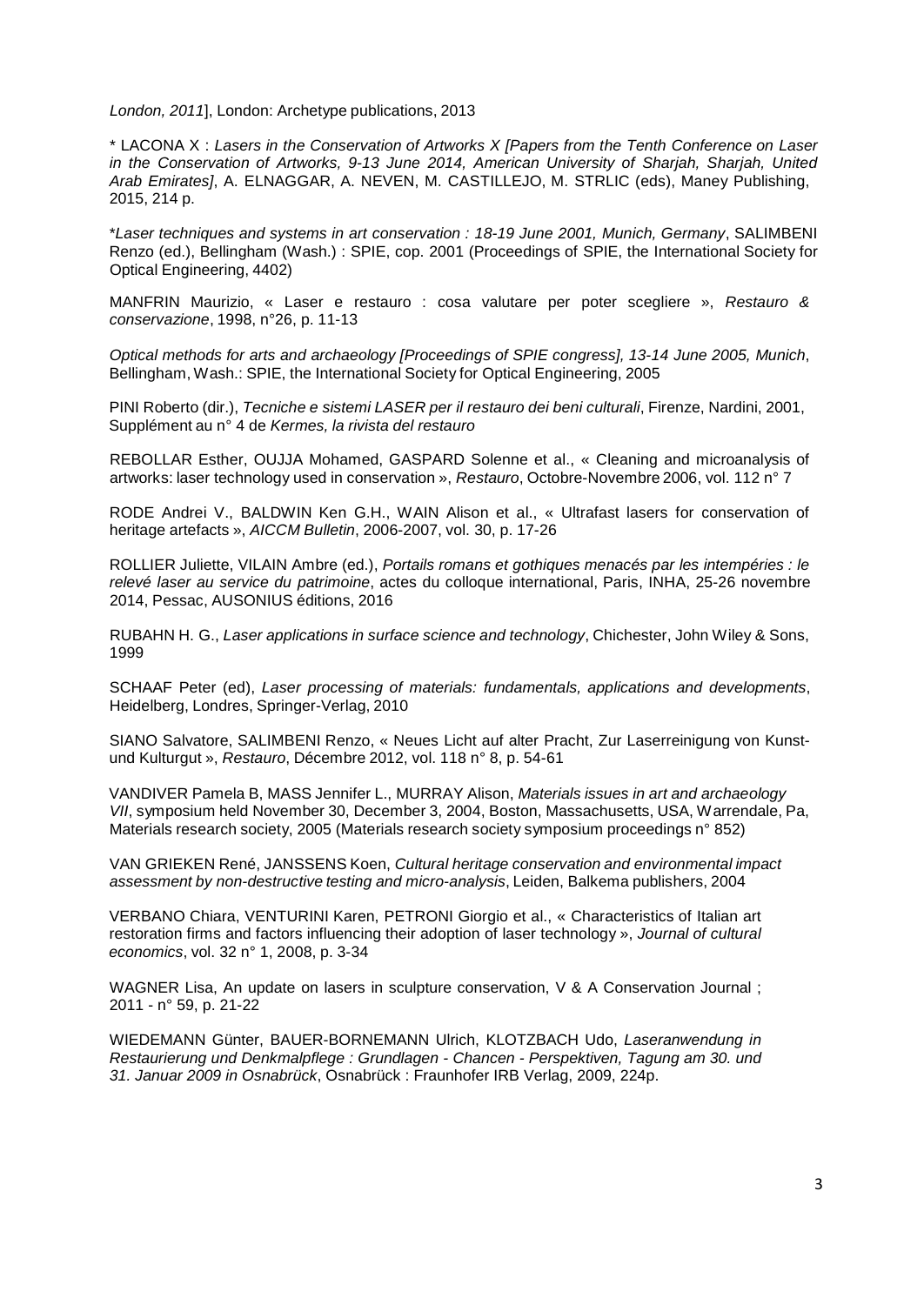*London, 2011*], London: Archetype publications, 2013

* LACONA X : *Lasers in the Conservation of Artworks X [Papers from the Tenth Conference on Laser in the Conservation of Artworks, 9-13 June 2014, American University of Sharjah, Sharjah, United Arab Emirates]*, A. ELNAGGAR, A. NEVEN, M. CASTILLEJO, M. STRLIC (eds), Maney Publishing, 2015, 214 p.

**Laser techniques and systems in art conservation : 18-19 June 2001, Munich, Germany*, SALIMBENI Renzo (ed.), Bellingham (Wash.) : SPIE, cop. 2001 (Proceedings of SPIE, the International Society for Optical Engineering, 4402)

MANFRIN Maurizio, « Laser e restauro : cosa valutare per poter scegliere », *Restauro & conservazione*, 1998, n°26, p. 11-13

*Optical methods for arts and archaeology [Proceedings of SPIE congress], 13-14 June 2005, Munich*, Bellingham, Wash.: SPIE, the International Society for Optical Engineering, 2005

PINI Roberto (dir.), *Tecniche e sistemi LASER per il restauro dei beni culturali*, Firenze, Nardini, 2001, Supplément au n° 4 de *Kermes, la rivista del restauro*

REBOLLAR Esther, OUJJA Mohamed, GASPARD Solenne et al., « Cleaning and microanalysis of artworks: laser technology used in conservation », *Restauro*, Octobre-Novembre 2006, vol. 112 n° 7

RODE Andrei V., BALDWIN Ken G.H., WAIN Alison et al., « Ultrafast lasers for conservation of heritage artefacts », *AICCM Bulletin*, 2006-2007, vol. 30, p. 17-26

ROLLIER Juliette, VILAIN Ambre (ed.), *Portails romans et gothiques menacés par les intempéries : le relevé laser au service du patrimoine*, actes du colloque international, Paris, INHA, 25-26 novembre 2014, Pessac, AUSONIUS éditions, 2016

RUBAHN H. G., *Laser applications in surface science and technology*, Chichester, John Wiley & Sons, 1999

SCHAAF Peter (ed), *Laser processing of materials: fundamentals, applications and developments*, Heidelberg, Londres, Springer-Verlag, 2010

SIANO Salvatore, SALIMBENI Renzo, « Neues Licht auf alter Pracht, Zur Laserreinigung von Kunst- und Kulturgut », *Restauro*, Décembre 2012, vol. 118 n° 8, p. 54-61

VANDIVER Pamela B, MASS Jennifer L., MURRAY Alison, *Materials issues in art and archaeology VII*, symposium held November 30, December 3, 2004, Boston, Massachusetts, USA, Warrendale, Pa, Materials research society, 2005 (Materials research society symposium proceedings n° 852)

VAN GRIEKEN René, JANSSENS Koen, *Cultural heritage conservation and environmental impact assessment by non-destructive testing and micro-analysis*, Leiden, Balkema publishers, 2004

VERBANO Chiara, VENTURINI Karen, PETRONI Giorgio et al., « Characteristics of Italian art restoration firms and factors influencing their adoption of laser technology », *Journal of cultural economics*, vol. 32 n° 1, 2008, p. 3-34

WAGNER Lisa, An update on lasers in sculpture conservation, V & A Conservation Journal ; 2011 - n° 59, p. 21-22

WIEDEMANN Günter, BAUER-BORNEMANN Ulrich, KLOTZBACH Udo, *Laseranwendung in Restaurierung und Denkmalpflege : Grundlagen - Chancen - Perspektiven, Tagung am 30. und 31. Januar 2009 in Osnabrück*, Osnabrück : Fraunhofer IRB Verlag, 2009, 224p.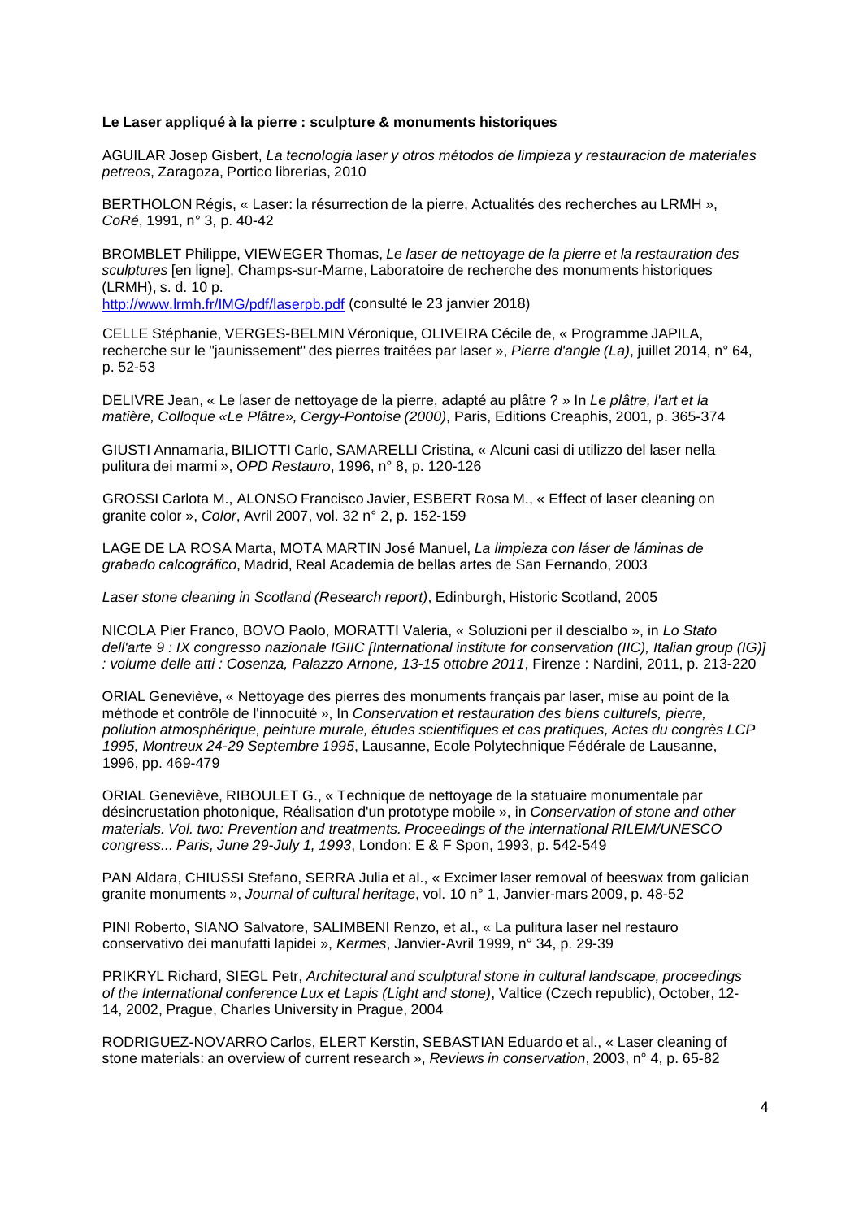**Le Laser appliqué à la pierre : sculpture & monuments historiques**

AGUILAR Josep Gisbert, *La tecnologia laser y otros métodos de limpieza y restauracion de materiales petreos*, Zaragoza, Portico librerias, 2010

BERTHOLON Régis, « Laser: la résurrection de la pierre, Actualités des recherches au LRMH », *CoRé*, 1991, n° 3, p. 40-42

BROMBLET Philippe, VIEWEGER Thomas, *Le laser de nettoyage de la pierre et la restauration des sculptures* [en ligne], Champs-sur-Marne, Laboratoire de recherche des monuments historiques (LRMH), s. d. 10 p.
http://www.lrmh.fr/IMG/pdf/laserpb.pdf (consulté le 23 janvier 2018)

CELLE Stéphanie, VERGES-BELMIN Véronique, OLIVEIRA Cécile de, « Programme JAPILA, recherche sur le "jaunissement" des pierres traitées par laser », *Pierre d'angle (La)*, juillet 2014, n° 64, p. 52-53

DELIVRE Jean, « Le laser de nettoyage de la pierre, adapté au plâtre ? » In *Le plâtre, l'art et la matière, Colloque «Le Plâtre», Cergy-Pontoise (2000)*, Paris, Editions Creaphis, 2001, p. 365-374

GIUSTI Annamaria, BILIOTTI Carlo, SAMARELLI Cristina, « Alcuni casi di utilizzo del laser nella pulitura dei marmi », *OPD Restauro*, 1996, n° 8, p. 120-126

GROSSI Carlota M., ALONSO Francisco Javier, ESBERT Rosa M., « Effect of laser cleaning on granite color », *Color*, Avril 2007, vol. 32 n° 2, p. 152-159

LAGE DE LA ROSA Marta, MOTA MARTIN José Manuel, *La limpieza con láser de láminas de grabado calcográfico*, Madrid, Real Academia de bellas artes de San Fernando, 2003

*Laser stone cleaning in Scotland (Research report)*, Edinburgh, Historic Scotland, 2005

NICOLA Pier Franco, BOVO Paolo, MORATTI Valeria, « Soluzioni per il descialbo », in *Lo Stato dell'arte 9 : IX congresso nazionale IGIIC [International institute for conservation (IIC), Italian group (IG)] : volume delle atti : Cosenza, Palazzo Arnone, 13-15 ottobre 2011*, Firenze : Nardini, 2011, p. 213-220

ORIAL Geneviève, « Nettoyage des pierres des monuments français par laser, mise au point de la méthode et contrôle de l'innocuité », In *Conservation et restauration des biens culturels, pierre, pollution atmosphérique, peinture murale, études scientifiques et cas pratiques, Actes du congrès LCP 1995, Montreux 24-29 Septembre 1995*, Lausanne, Ecole Polytechnique Fédérale de Lausanne, 1996, pp. 469-479

ORIAL Geneviève, RIBOULET G., « Technique de nettoyage de la statuaire monumentale par désincrustation photonique, Réalisation d'un prototype mobile », in *Conservation of stone and other materials. Vol. two: Prevention and treatments. Proceedings of the international RILEM/UNESCO congress... Paris, June 29-July 1, 1993*, London: E & F Spon, 1993, p. 542-549

PAN Aldara, CHIUSSI Stefano, SERRA Julia et al., « Excimer laser removal of beeswax from galician granite monuments », *Journal of cultural heritage*, vol. 10 n° 1, Janvier-mars 2009, p. 48-52

PINI Roberto, SIANO Salvatore, SALIMBENI Renzo, et al., « La pulitura laser nel restauro conservativo dei manufatti lapidei », *Kermes*, Janvier-Avril 1999, n° 34, p. 29-39

PRIKRYL Richard, SIEGL Petr, *Architectural and sculptural stone in cultural landscape, proceedings of the International conference Lux et Lapis (Light and stone)*, Valtice (Czech republic), October, 12-14, 2002, Prague, Charles University in Prague, 2004

RODRIGUEZ-NOVARRO Carlos, ELERT Kerstin, SEBASTIAN Eduardo et al., « Laser cleaning of stone materials: an overview of current research », *Reviews in conservation*, 2003, n° 4, p. 65-82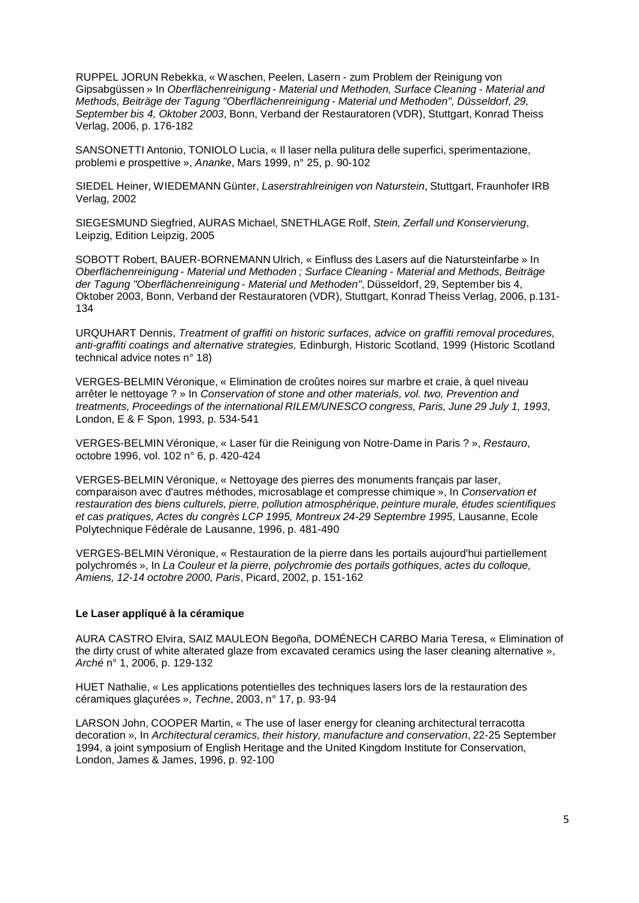RUPPEL JORUN Rebekka, « Waschen, Peelen, Lasern - zum Problem der Reinigung von Gipsabgüssen » In *Oberflächenreinigung - Material und Methoden, Surface Cleaning - Material and Methods, Beiträge der Tagung "Oberflächenreinigung - Material und Methoden", Düsseldorf, 29, September bis 4, Oktober 2003*, Bonn, Verband der Restauratoren (VDR), Stuttgart, Konrad Theiss Verlag, 2006, p. 176-182

SANSONETTI Antonio, TONIOLO Lucia, « Il laser nella pulitura delle superfici, sperimentazione, problemi e prospettive », *Ananke*, Mars 1999, n° 25, p. 90-102

SIEDEL Heiner, WIEDEMANN Günter, *Laserstrahlreinigen von Naturstein*, Stuttgart, Fraunhofer IRB Verlag, 2002

SIEGESMUND Siegfried, AURAS Michael, SNETHLAGE Rolf, *Stein, Zerfall und Konservierung*, Leipzig, Edition Leipzig, 2005

SOBOTT Robert, BAUER-BORNEMANN Ulrich, « Einfluss des Lasers auf die Natursteinfarbe » In *Oberflächenreinigung - Material und Methoden ; Surface Cleaning - Material and Methods, Beiträge der Tagung "Oberflächenreinigung - Material und Methoden"*, Düsseldorf, 29, September bis 4, Oktober 2003, Bonn, Verband der Restauratoren (VDR), Stuttgart, Konrad Theiss Verlag, 2006, p.131-134

URQUHART Dennis, *Treatment of graffiti on historic surfaces, advice on graffiti removal procedures, anti-graffiti coatings and alternative strategies,* Edinburgh, Historic Scotland, 1999 (Historic Scotland technical advice notes n° 18)

VERGES-BELMIN Véronique, « Elimination de croûtes noires sur marbre et craie, à quel niveau arrêter le nettoyage ? » In *Conservation of stone and other materials, vol. two, Prevention and treatments, Proceedings of the international RILEM/UNESCO congress, Paris, June 29 July 1, 1993*, London, E & F Spon, 1993, p. 534-541

VERGES-BELMIN Véronique, « Laser für die Reinigung von Notre-Dame in Paris ? », *Restauro*, octobre 1996, vol. 102 n° 6, p. 420-424

VERGES-BELMIN Véronique, « Nettoyage des pierres des monuments français par laser, comparaison avec d'autres méthodes, microsablage et compresse chimique », In *Conservation et restauration des biens culturels, pierre, pollution atmosphérique, peinture murale, études scientifiques et cas pratiques, Actes du congrès LCP 1995, Montreux 24-29 Septembre 1995*, Lausanne, Ecole Polytechnique Fédérale de Lausanne, 1996, p. 481-490

VERGES-BELMIN Véronique, « Restauration de la pierre dans les portails aujourd'hui partiellement polychromés », In *La Couleur et la pierre, polychromie des portails gothiques, actes du colloque, Amiens, 12-14 octobre 2000, Paris*, Picard, 2002, p. 151-162

**Le Laser appliqué à la céramique**

AURA CASTRO Elvira, SAIZ MAULEON Begoña, DOMÉNECH CARBO Maria Teresa, « Elimination of the dirty crust of white alterated glaze from excavated ceramics using the laser cleaning alternative », *Arché* n° 1, 2006, p. 129-132

HUET Nathalie, « Les applications potentielles des techniques lasers lors de la restauration des céramiques glaçurées », *Techne*, 2003, n° 17, p. 93-94

LARSON John, COOPER Martin, « The use of laser energy for cleaning architectural terracotta decoration », In *Architectural ceramics, their history, manufacture and conservation*, 22-25 September 1994, a joint symposium of English Heritage and the United Kingdom Institute for Conservation, London, James & James, 1996, p. 92-100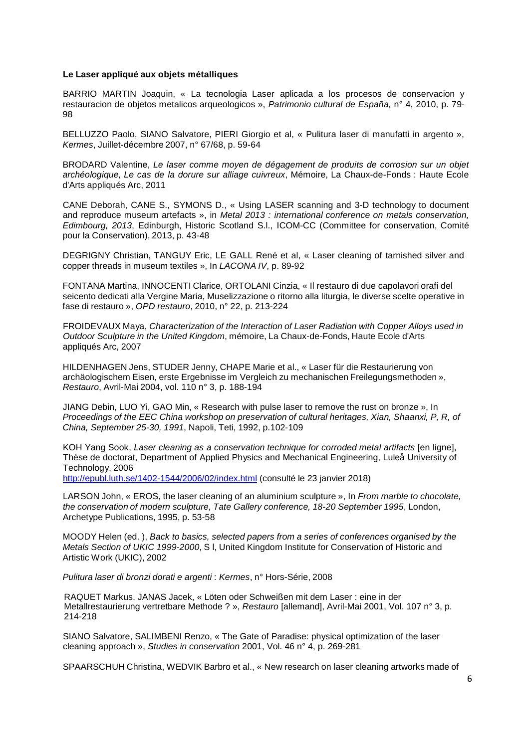**Le Laser appliqué aux objets métalliques**

BARRIO MARTIN Joaquin, « La tecnologia Laser aplicada a los procesos de conservacion y restauracion de objetos metalicos arqueologicos », *Patrimonio cultural de España,* n° 4, 2010, p. 79-98

BELLUZZO Paolo, SIANO Salvatore, PIERI Giorgio et al, « Pulitura laser di manufatti in argento », *Kermes*, Juillet-décembre 2007, n° 67/68, p. 59-64

BRODARD Valentine, *Le laser comme moyen de dégagement de produits de corrosion sur un objet archéologique, Le cas de la dorure sur alliage cuivreux*, Mémoire, La Chaux-de-Fonds : Haute Ecole d'Arts appliqués Arc, 2011

CANE Deborah, CANE S., SYMONS D., « Using LASER scanning and 3-D technology to document and reproduce museum artefacts », in *Metal 2013 : international conference on metals conservation, Edimbourg, 2013*, Edinburgh, Historic Scotland S.l., ICOM-CC (Committee for conservation, Comité pour la Conservation), 2013, p. 43-48

DEGRIGNY Christian, TANGUY Eric, LE GALL René et al, « Laser cleaning of tarnished silver and copper threads in museum textiles », In *LACONA IV*, p. 89-92

FONTANA Martina, INNOCENTI Clarice, ORTOLANI Cinzia, « Il restauro di due capolavori orafi del seicento dedicati alla Vergine Maria, Muselizzazione o ritorno alla liturgia, le diverse scelte operative in fase di restauro », *OPD restauro*, 2010, n° 22, p. 213-224

FROIDEVAUX Maya, *Characterization of the Interaction of Laser Radiation with Copper Alloys used in Outdoor Sculpture in the United Kingdom*, mémoire, La Chaux-de-Fonds, Haute Ecole d'Arts appliqués Arc, 2007

HILDENHAGEN Jens, STUDER Jenny, CHAPE Marie et al., « Laser für die Restaurierung von archäologischem Eisen, erste Ergebnisse im Vergleich zu mechanischen Freilegungsmethoden », *Restauro*, Avril-Mai 2004, vol. 110 n° 3, p. 188-194

JIANG Debin, LUO Yi, GAO Min, « Research with pulse laser to remove the rust on bronze », In *Proceedings of the EEC China workshop on preservation of cultural heritages, Xian, Shaanxi, P, R, of China, September 25-30, 1991*, Napoli, Teti, 1992, p.102-109

KOH Yang Sook, *Laser cleaning as a conservation technique for corroded metal artifacts* [en ligne], Thèse de doctorat, Department of Applied Physics and Mechanical Engineering, Luleå University of Technology, 2006
http://epubl.luth.se/1402-1544/2006/02/index.html (consulté le 23 janvier 2018)

LARSON John, « EROS, the laser cleaning of an aluminium sculpture », In *From marble to chocolate, the conservation of modern sculpture, Tate Gallery conference, 18-20 September 1995*, London, Archetype Publications, 1995, p. 53-58

MOODY Helen (ed. ), *Back to basics, selected papers from a series of conferences organised by the Metals Section of UKIC 1999-2000*, S l, United Kingdom Institute for Conservation of Historic and Artistic Work (UKIC), 2002

*Pulitura laser di bronzi dorati e argenti* : *Kermes*, n° Hors-Série, 2008

RAQUET Markus, JANAS Jacek, « Löten oder Schweißen mit dem Laser : eine in der Metallrestaurierung vertretbare Methode ? », *Restauro* [allemand], Avril-Mai 2001, Vol. 107 n° 3, p. 214-218

SIANO Salvatore, SALIMBENI Renzo, « The Gate of Paradise: physical optimization of the laser cleaning approach », *Studies in conservation* 2001, Vol. 46 n° 4, p. 269-281

SPAARSCHUH Christina, WEDVIK Barbro et al., « New research on laser cleaning artworks made of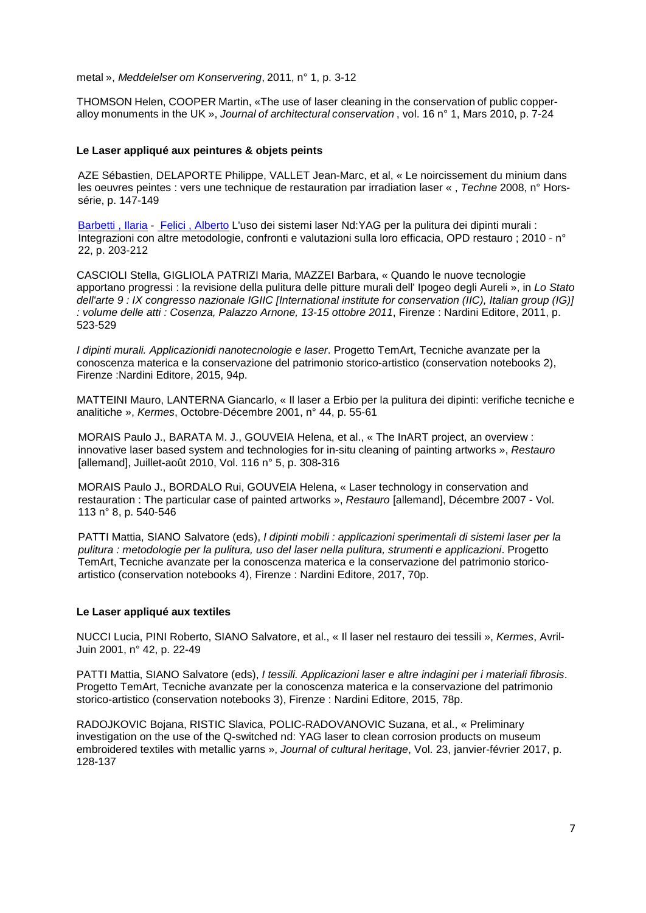metal », *Meddelelser om Konservering*, 2011, n° 1, p. 3-12

THOMSON Helen, COOPER Martin, «The use of laser cleaning in the conservation of public copper-alloy monuments in the UK », *Journal of architectural conservation* , vol. 16 n° 1, Mars 2010, p. 7-24

**Le Laser appliqué aux peintures & objets peints**

AZE Sébastien, DELAPORTE Philippe, VALLET Jean-Marc, et al, « Le noircissement du minium dans les oeuvres peintes : vers une technique de restauration par irradiation laser « , *Techne* 2008, n° Hors-série, p. 147-149

Barbetti , Ilaria - Felici , Alberto L'uso dei sistemi laser Nd:YAG per la pulitura dei dipinti murali : Integrazioni con altre metodologie, confronti e valutazioni sulla loro efficacia, OPD restauro ; 2010 - n° 22, p. 203-212

CASCIOLI Stella, GIGLIOLA PATRIZI Maria, MAZZEI Barbara, « Quando le nuove tecnologie apportano progressi : la revisione della pulitura delle pitture murali dell' Ipogeo degli Aureli », in *Lo Stato dell'arte 9 : IX congresso nazionale IGIIC [International institute for conservation (IIC), Italian group (IG)] : volume delle atti : Cosenza, Palazzo Arnone, 13-15 ottobre 2011*, Firenze : Nardini Editore, 2011, p. 523-529

*I dipinti murali. Applicazionidi nanotecnologie e laser*. Progetto TemArt, Tecniche avanzate per la conoscenza materica e la conservazione del patrimonio storico-artistico (conservation notebooks 2), Firenze :Nardini Editore, 2015, 94p.

MATTEINI Mauro, LANTERNA Giancarlo, « Il laser a Erbio per la pulitura dei dipinti: verifiche tecniche e analitiche », *Kermes*, Octobre-Décembre 2001, n° 44, p. 55-61

MORAIS Paulo J., BARATA M. J., GOUVEIA Helena, et al., « The InART project, an overview : innovative laser based system and technologies for in-situ cleaning of painting artworks », *Restauro* [allemand], Juillet-août 2010, Vol. 116 n° 5, p. 308-316

MORAIS Paulo J., BORDALO Rui, GOUVEIA Helena, « Laser technology in conservation and restauration : The particular case of painted artworks », *Restauro* [allemand], Décembre 2007 - Vol. 113 n° 8, p. 540-546

PATTI Mattia, SIANO Salvatore (eds), *I dipinti mobili : applicazioni sperimentali di sistemi laser per la pulitura : metodologie per la pulitura, uso del laser nella pulitura, strumenti e applicazioni*. Progetto TemArt, Tecniche avanzate per la conoscenza materica e la conservazione del patrimonio storico-artistico (conservation notebooks 4), Firenze : Nardini Editore, 2017, 70p.

**Le Laser appliqué aux textiles**

NUCCI Lucia, PINI Roberto, SIANO Salvatore, et al., « Il laser nel restauro dei tessili », *Kermes*, Avril-Juin 2001, n° 42, p. 22-49

PATTI Mattia, SIANO Salvatore (eds), *I tessili. Applicazioni laser e altre indagini per i materiali fibrosis*. Progetto TemArt, Tecniche avanzate per la conoscenza materica e la conservazione del patrimonio storico-artistico (conservation notebooks 3), Firenze : Nardini Editore, 2015, 78p.

RADOJKOVIC Bojana, RISTIC Slavica, POLIC-RADOVANOVIC Suzana, et al., « Preliminary investigation on the use of the Q-switched nd: YAG laser to clean corrosion products on museum embroidered textiles with metallic yarns », *Journal of cultural heritage*, Vol. 23, janvier-février 2017, p. 128-137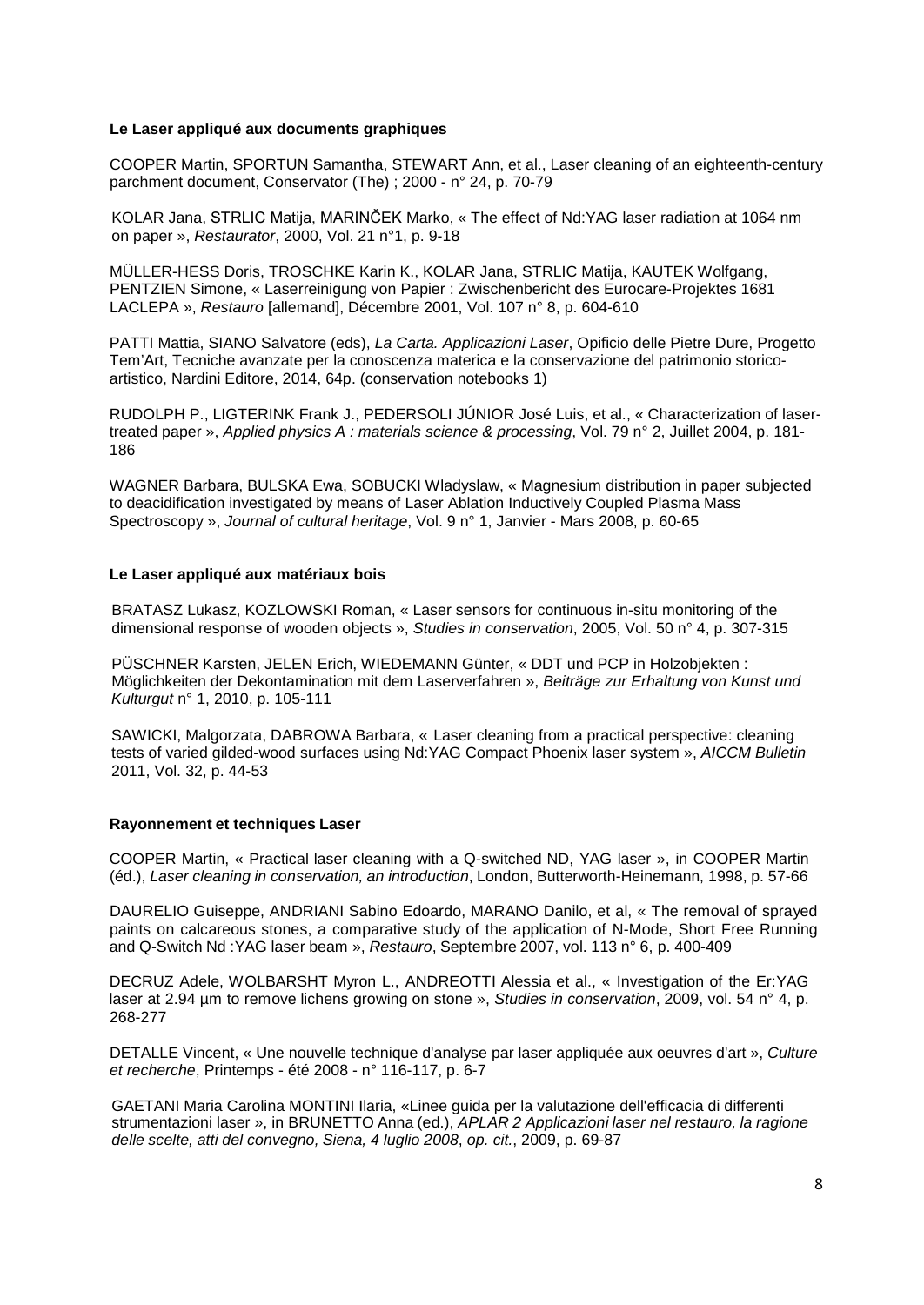### Le Laser appliqué aux documents graphiques

COOPER Martin, SPORTUN Samantha, STEWART Ann, et al., Laser cleaning of an eighteenth-century parchment document, Conservator (The) ; 2000 - n° 24, p. 70-79

KOLAR Jana, STRLIC Matija, MARINČEK Marko, « The effect of Nd:YAG laser radiation at 1064 nm on paper », *Restaurator*, 2000, Vol. 21 n°1, p. 9-18

MÜLLER-HESS Doris, TROSCHKE Karin K., KOLAR Jana, STRLIC Matija, KAUTEK Wolfgang, PENTZIEN Simone, « Laserreinigung von Papier : Zwischenbericht des Eurocare-Projektes 1681 LACLEPA », *Restauro* [allemand], Décembre 2001, Vol. 107 n° 8, p. 604-610

PATTI Mattia, SIANO Salvatore (eds), *La Carta. Applicazioni Laser*, Opificio delle Pietre Dure, Progetto Tem'Art, Tecniche avanzate per la conoscenza materica e la conservazione del patrimonio storico-artistico, Nardini Editore, 2014, 64p. (conservation notebooks 1)

RUDOLPH P., LIGTERINK Frank J., PEDERSOLI JÚNIOR José Luis, et al., « Characterization of laser-treated paper », *Applied physics A : materials science & processing*, Vol. 79 n° 2, Juillet 2004, p. 181-186

WAGNER Barbara, BULSKA Ewa, SOBUCKI Wladyslaw, « Magnesium distribution in paper subjected to deacidification investigated by means of Laser Ablation Inductively Coupled Plasma Mass Spectroscopy », *Journal of cultural heritage*, Vol. 9 n° 1, Janvier - Mars 2008, p. 60-65

### Le Laser appliqué aux matériaux bois

BRATASZ Lukasz, KOZLOWSKI Roman, « Laser sensors for continuous in-situ monitoring of the dimensional response of wooden objects », *Studies in conservation*, 2005, Vol. 50 n° 4, p. 307-315

PÜSCHNER Karsten, JELEN Erich, WIEDEMANN Günter, « DDT und PCP in Holzobjekten : Möglichkeiten der Dekontamination mit dem Laserverfahren », *Beiträge zur Erhaltung von Kunst und Kulturgut* n° 1, 2010, p. 105-111

SAWICKI, Malgorzata, DABROWA Barbara, « Laser cleaning from a practical perspective: cleaning tests of varied gilded-wood surfaces using Nd:YAG Compact Phoenix laser system », *AICCM Bulletin* 2011, Vol. 32, p. 44-53

### Rayonnement et techniques Laser

COOPER Martin, « Practical laser cleaning with a Q-switched ND, YAG laser », in COOPER Martin (éd.), *Laser cleaning in conservation, an introduction*, London, Butterworth-Heinemann, 1998, p. 57-66

DAURELIO Guiseppe, ANDRIANI Sabino Edoardo, MARANO Danilo, et al, « The removal of sprayed paints on calcareous stones, a comparative study of the application of N-Mode, Short Free Running and Q-Switch Nd :YAG laser beam », *Restauro*, Septembre 2007, vol. 113 n° 6, p. 400-409

DECRUZ Adele, WOLBARSHT Myron L., ANDREOTTI Alessia et al., « Investigation of the Er:YAG laser at 2.94 µm to remove lichens growing on stone », *Studies in conservation*, 2009, vol. 54 n° 4, p. 268-277

DETALLE Vincent, « Une nouvelle technique d'analyse par laser appliquée aux oeuvres d'art », *Culture et recherche*, Printemps - été 2008 - n° 116-117, p. 6-7

GAETANI Maria Carolina MONTINI Ilaria, «Linee guida per la valutazione dell'efficacia di differenti strumentazioni laser », in BRUNETTO Anna (ed.), *APLAR 2 Applicazioni laser nel restauro, la ragione delle scelte, atti del convegno, Siena, 4 luglio 2008*, *op. cit.*, 2009, p. 69-87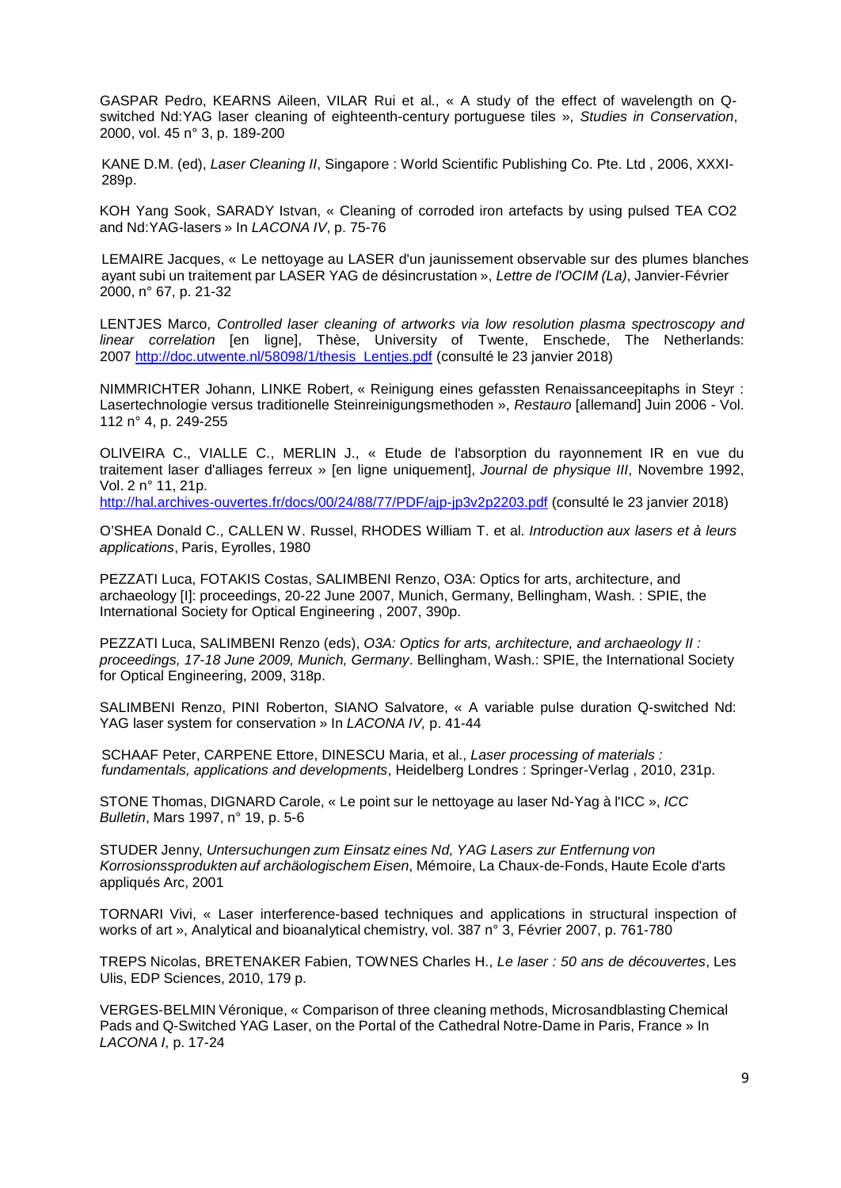GASPAR Pedro, KEARNS Aileen, VILAR Rui et al., « A study of the effect of wavelength on Q-switched Nd:YAG laser cleaning of eighteenth-century portuguese tiles », *Studies in Conservation*, 2000, vol. 45 n° 3, p. 189-200

KANE D.M. (ed), *Laser Cleaning II*, Singapore : World Scientific Publishing Co. Pte. Ltd , 2006, XXXI-289p.

KOH Yang Sook, SARADY Istvan, « Cleaning of corroded iron artefacts by using pulsed TEA CO2 and Nd:YAG-lasers » In *LACONA IV*, p. 75-76

LEMAIRE Jacques, « Le nettoyage au LASER d'un jaunissement observable sur des plumes blanches ayant subi un traitement par LASER YAG de désincrustation », *Lettre de l'OCIM (La)*, Janvier-Février 2000, n° 67, p. 21-32

LENTJES Marco, *Controlled laser cleaning of artworks via low resolution plasma spectroscopy and linear correlation* [en ligne], Thèse, University of Twente, Enschede, The Netherlands: 2007 http://doc.utwente.nl/58098/1/thesis_Lentjes.pdf (consulté le 23 janvier 2018)

NIMMRICHTER Johann, LINKE Robert, « Reinigung eines gefassten Renaissanceepitaphs in Steyr : Lasertechnologie versus traditionelle Steinreinigungsmethoden », *Restauro* [allemand] Juin 2006 - Vol. 112 n° 4, p. 249-255

OLIVEIRA C., VIALLE C., MERLIN J., « Etude de l'absorption du rayonnement IR en vue du traitement laser d'alliages ferreux » [en ligne uniquement], *Journal de physique III*, Novembre 1992, Vol. 2 n° 11, 21p.
http://hal.archives-ouvertes.fr/docs/00/24/88/77/PDF/ajp-jp3v2p2203.pdf (consulté le 23 janvier 2018)

O'SHEA Donald C., CALLEN W. Russel, RHODES William T. et al. *Introduction aux lasers et à leurs applications*, Paris, Eyrolles, 1980

PEZZATI Luca, FOTAKIS Costas, SALIMBENI Renzo, O3A: Optics for arts, architecture, and archaeology [I]: proceedings, 20-22 June 2007, Munich, Germany, Bellingham, Wash. : SPIE, the International Society for Optical Engineering , 2007, 390p.

PEZZATI Luca, SALIMBENI Renzo (eds), *O3A: Optics for arts, architecture, and archaeology II : proceedings, 17-18 June 2009, Munich, Germany*. Bellingham, Wash.: SPIE, the International Society for Optical Engineering, 2009, 318p.

SALIMBENI Renzo, PINI Roberton, SIANO Salvatore, « A variable pulse duration Q-switched Nd: YAG laser system for conservation » In *LACONA IV,* p. 41-44

SCHAAF Peter, CARPENE Ettore, DINESCU Maria, et al., *Laser processing of materials : fundamentals, applications and developments*, Heidelberg Londres : Springer-Verlag , 2010, 231p.

STONE Thomas, DIGNARD Carole, « Le point sur le nettoyage au laser Nd-Yag à l'ICC », *ICC Bulletin*, Mars 1997, n° 19, p. 5-6

STUDER Jenny, *Untersuchungen zum Einsatz eines Nd, YAG Lasers zur Entfernung von Korrosionssprodukten auf archäologischem Eisen*, Mémoire, La Chaux-de-Fonds, Haute Ecole d'arts appliqués Arc, 2001

TORNARI Vivi, « Laser interference-based techniques and applications in structural inspection of works of art », Analytical and bioanalytical chemistry, vol. 387 n° 3, Février 2007, p. 761-780

TREPS Nicolas, BRETENAKER Fabien, TOWNES Charles H., *Le laser : 50 ans de découvertes*, Les Ulis, EDP Sciences, 2010, 179 p.

VERGES-BELMIN Véronique, « Comparison of three cleaning methods, Microsandblasting Chemical Pads and Q-Switched YAG Laser, on the Portal of the Cathedral Notre-Dame in Paris, France » In *LACONA I*, p. 17-24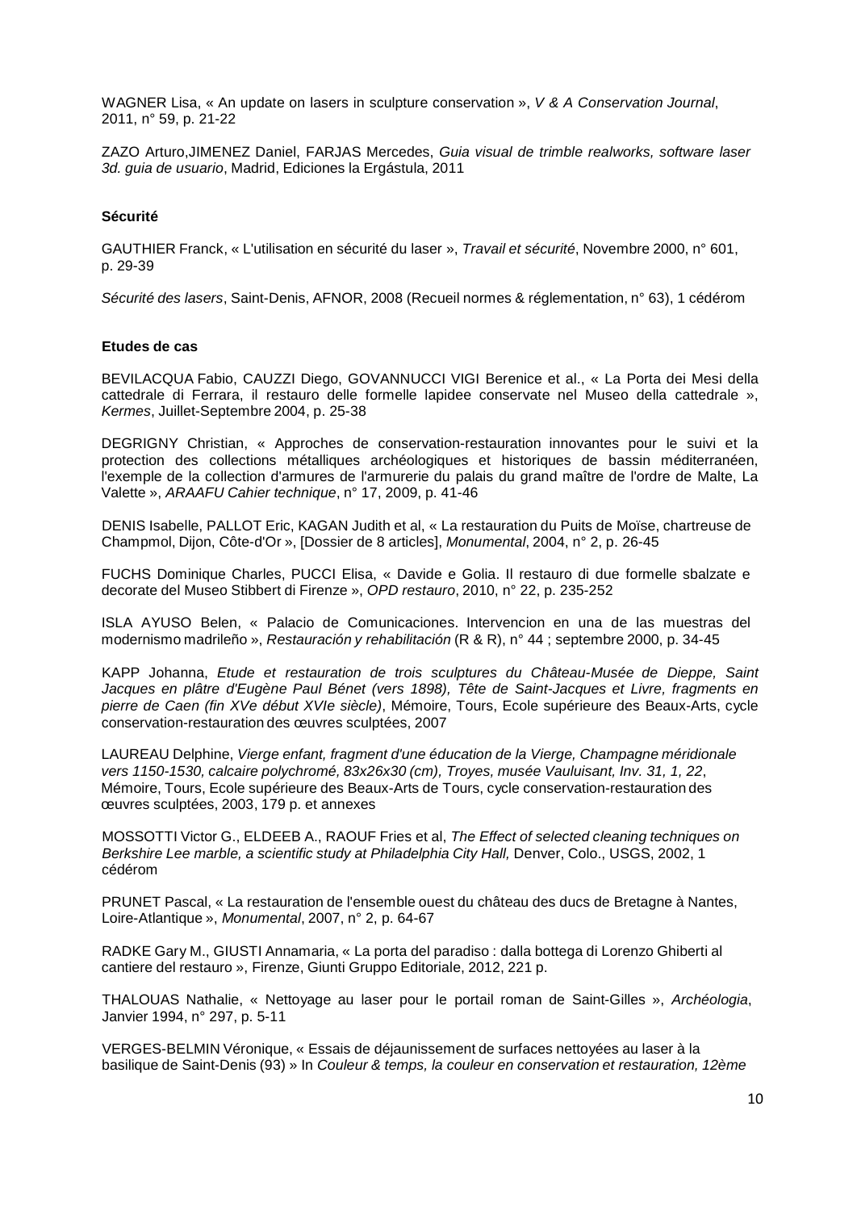WAGNER Lisa, « An update on lasers in sculpture conservation », *V & A Conservation Journal*, 2011, n° 59, p. 21-22

ZAZO Arturo,JIMENEZ Daniel, FARJAS Mercedes, *Guia visual de trimble realworks, software laser 3d. guia de usuario*, Madrid, Ediciones la Ergástula, 2011

**Sécurité**

GAUTHIER Franck, « L'utilisation en sécurité du laser », *Travail et sécurité*, Novembre 2000, n° 601, p. 29-39

*Sécurité des lasers*, Saint-Denis, AFNOR, 2008 (Recueil normes & réglementation, n° 63), 1 cédérom

**Etudes de cas**

BEVILACQUA Fabio, CAUZZI Diego, GOVANNUCCI VIGI Berenice et al., « La Porta dei Mesi della cattedrale di Ferrara, il restauro delle formelle lapidee conservate nel Museo della cattedrale », *Kermes*, Juillet-Septembre 2004, p. 25-38

DEGRIGNY Christian, « Approches de conservation-restauration innovantes pour le suivi et la protection des collections métalliques archéologiques et historiques de bassin méditerranéen, l'exemple de la collection d'armures de l'armurerie du palais du grand maître de l'ordre de Malte, La Valette », *ARAAFU Cahier technique*, n° 17, 2009, p. 41-46

DENIS Isabelle, PALLOT Eric, KAGAN Judith et al, « La restauration du Puits de Moïse, chartreuse de Champmol, Dijon, Côte-d'Or », [Dossier de 8 articles], *Monumental*, 2004, n° 2, p. 26-45

FUCHS Dominique Charles, PUCCI Elisa, « Davide e Golia. Il restauro di due formelle sbalzate e decorate del Museo Stibbert di Firenze », *OPD restauro*, 2010, n° 22, p. 235-252

ISLA AYUSO Belen, « Palacio de Comunicaciones. Intervencion en una de las muestras del modernismo madrileño », *Restauración y rehabilitación* (R & R), n° 44 ; septembre 2000, p. 34-45

KAPP Johanna, *Etude et restauration de trois sculptures du Château-Musée de Dieppe, Saint Jacques en plâtre d'Eugène Paul Bénet (vers 1898), Tête de Saint-Jacques et Livre, fragments en pierre de Caen (fin XVe début XVIe siècle)*, Mémoire, Tours, Ecole supérieure des Beaux-Arts, cycle conservation-restauration des œuvres sculptées, 2007

LAUREAU Delphine, *Vierge enfant, fragment d'une éducation de la Vierge, Champagne méridionale vers 1150-1530, calcaire polychromé, 83x26x30 (cm), Troyes, musée Vauluisant, Inv. 31, 1, 22*, Mémoire, Tours, Ecole supérieure des Beaux-Arts de Tours, cycle conservation-restauration des œuvres sculptées, 2003, 179 p. et annexes

MOSSOTTI Victor G., ELDEEB A., RAOUF Fries et al, *The Effect of selected cleaning techniques on Berkshire Lee marble, a scientific study at Philadelphia City Hall,* Denver, Colo., USGS, 2002, 1 cédérom

PRUNET Pascal, « La restauration de l'ensemble ouest du château des ducs de Bretagne à Nantes, Loire-Atlantique », *Monumental*, 2007, n° 2, p. 64-67

RADKE Gary M., GIUSTI Annamaria, « La porta del paradiso : dalla bottega di Lorenzo Ghiberti al cantiere del restauro », Firenze, Giunti Gruppo Editoriale, 2012, 221 p.

THALOUAS Nathalie, « Nettoyage au laser pour le portail roman de Saint-Gilles », *Archéologia*, Janvier 1994, n° 297, p. 5-11

VERGES-BELMIN Véronique, « Essais de déjaunissement de surfaces nettoyées au laser à la basilique de Saint-Denis (93) » In *Couleur & temps, la couleur en conservation et restauration, 12ème*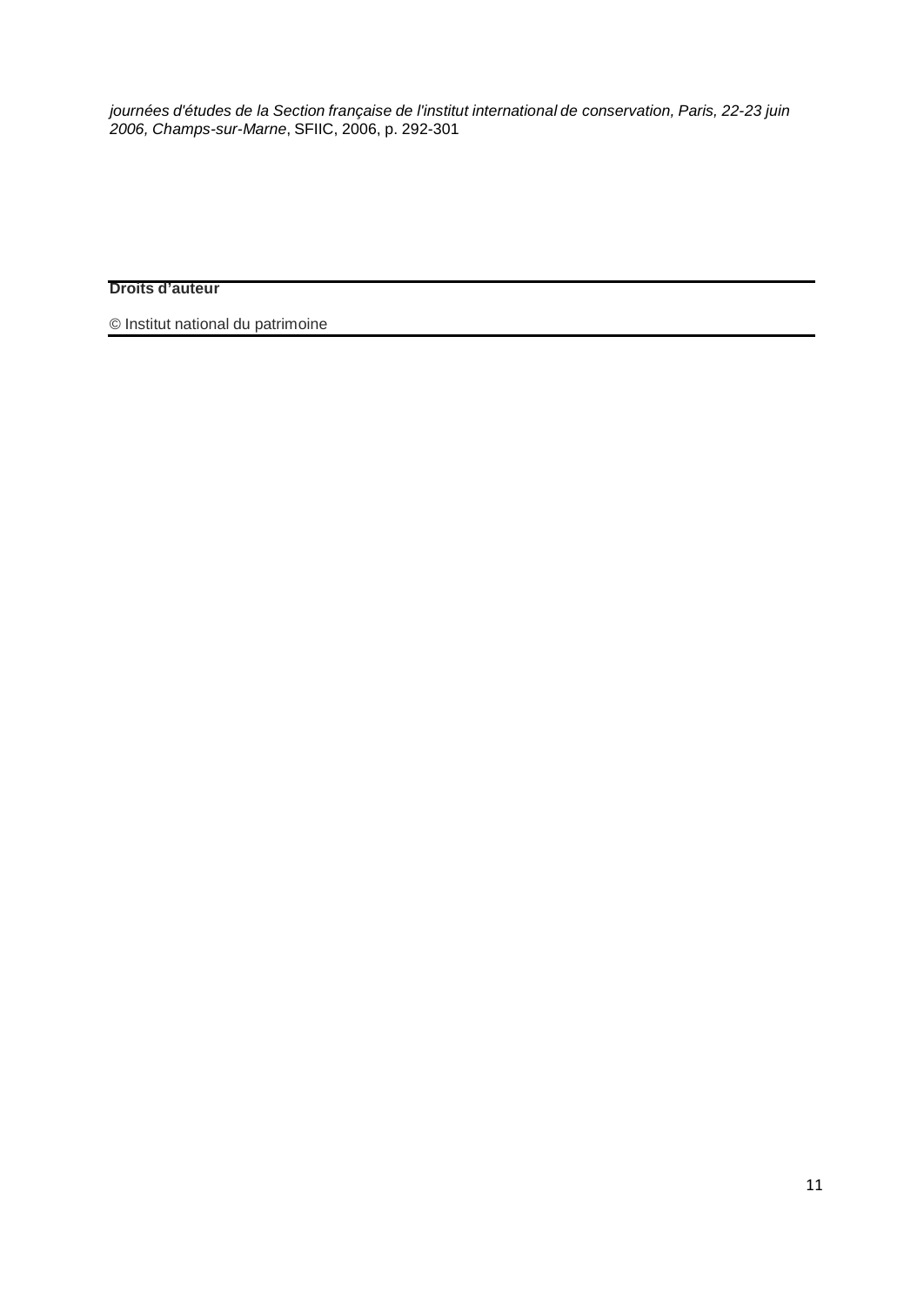*journées d'études de la Section française de l'institut international de conservation, Paris, 22-23 juin 2006, Champs-sur-Marne*, SFIIC, 2006, p. 292-301

**Droits d'auteur**

© Institut national du patrimoine